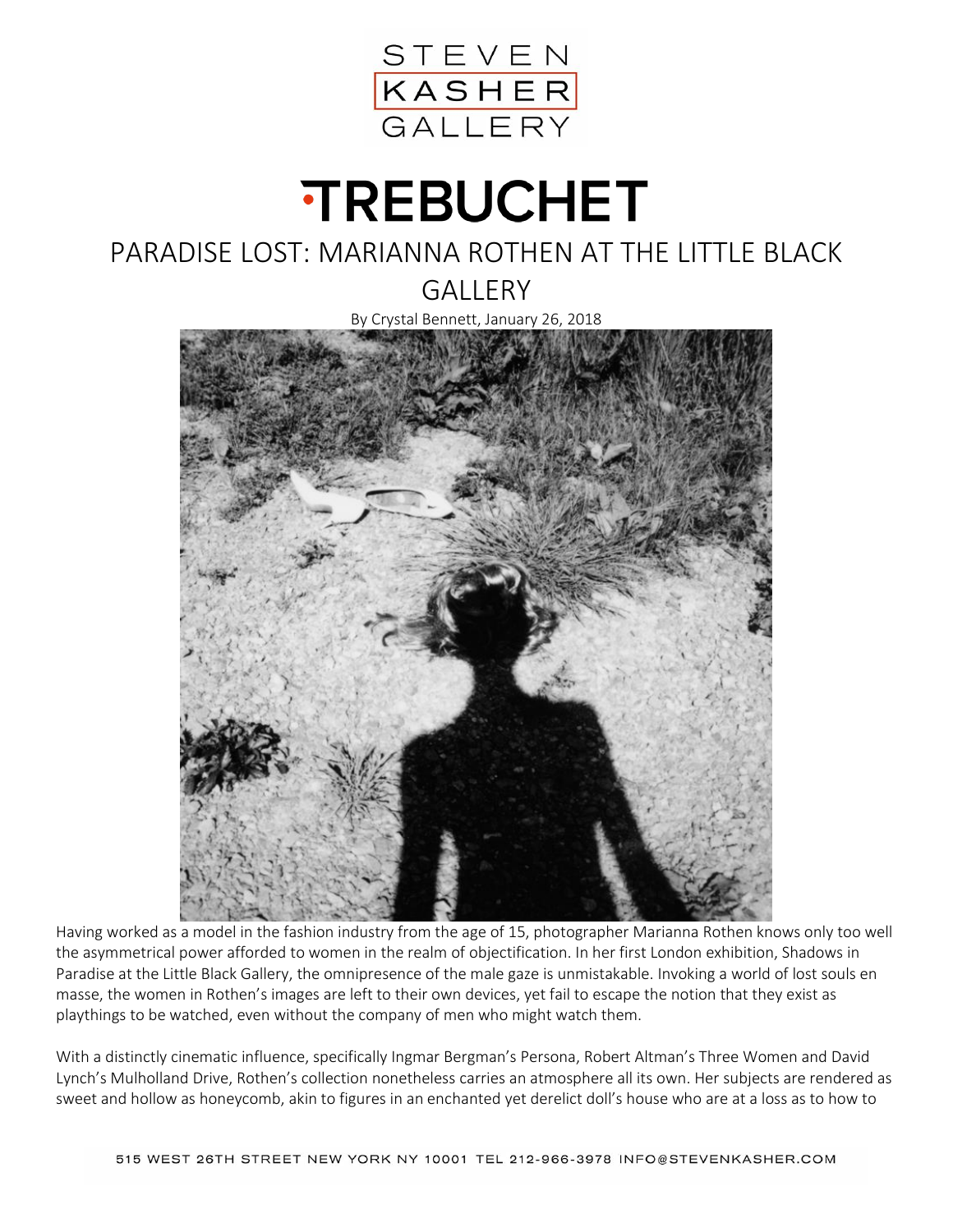STEVEN KASHER GALLERY

# TREBUCHET

## PARADISE LOST: MARIANNA ROTHEN AT THE LITTLE BLACK GALLERY

By Crystal Bennett, January 26, 2018

Having worked as a model in the fashion industry from the age of 15, photographer Marianna Rothen knows only too well the asymmetrical power afforded to women in the realm of objectification. In her first London exhibition, Shadows in Paradise at the Little Black Gallery, the omnipresence of the male gaze is unmistakable. Invoking a world of lost souls en masse, the women in Rothen's images are left to their own devices, yet fail to escape the notion that they exist as playthings to be watched, even without the company of men who might watch them.

With a distinctly cinematic influence, specifically Ingmar Bergman's Persona, Robert Altman's Three Women and David Lynch's Mulholland Drive, Rothen's collection nonetheless carries an atmosphere all its own. Her subjects are rendered as sweet and hollow as honeycomb, akin to figures in an enchanted yet derelict doll's house who are at a loss as to how to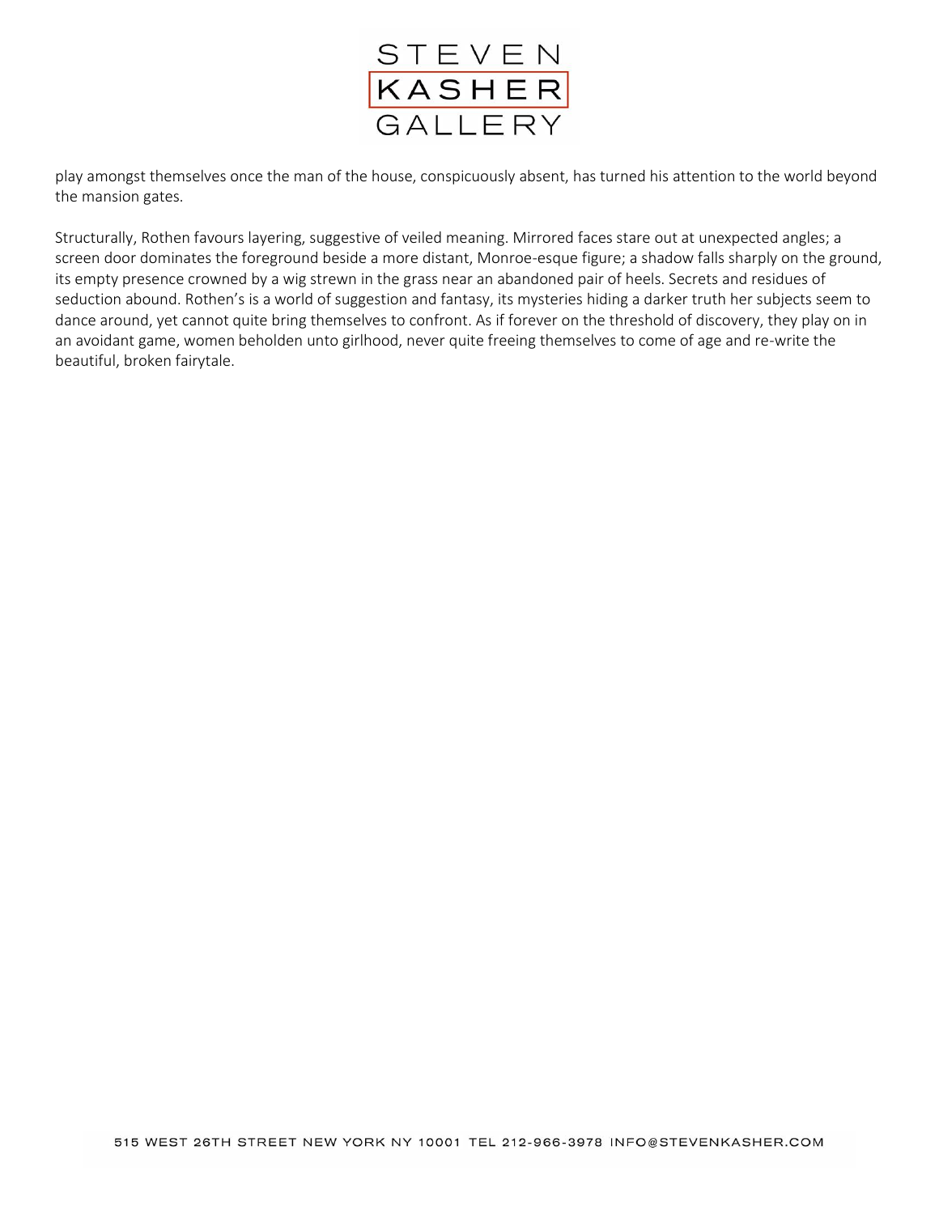play amongst themselves once the man of the house, conspicuously absent, has turned his attention to the world beyond the mansion gates.

Structurally, Rothen favours layering, suggestive of veiled meaning. Mirrored faces stare out at unexpected angles; a screen door dominates the foreground beside a more distant, Monroe-esque figure; a shadow falls sharply on the ground, its empty presence crowned by a wig strewn in the grass near an abandoned pair of heels. Secrets and residues of seduction abound. Rothen's is a world of suggestion and fantasy, its mysteries hiding a darker truth her subjects seem to dance around, yet cannot quite bring themselves to confront. As if forever on the threshold of discovery, they play on in an avoidant game, women beholden unto girlhood, never quite freeing themselves to come of age and re-write the beautiful, broken fairytale.